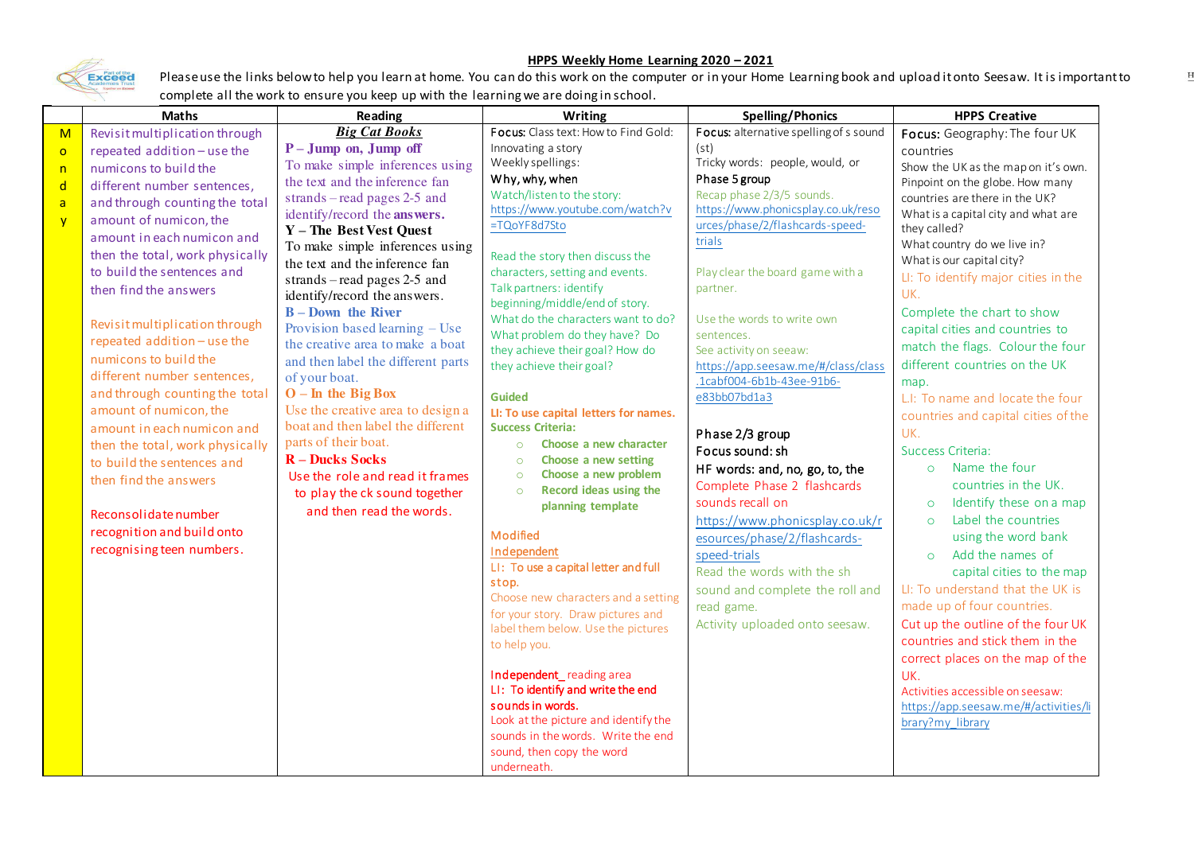## HPPS Weekly Home Learning 2020 – 2021

Please use the links below to help you learn at home. You can do this work on the computer or in your Home Learning book and upload it onto Seesaw. It is important to complete all the work to ensure you keep up with the learning we are doing in school.

| | Maths | Reading | Writing | Spelling/Phonics | HPPS Creative |
|---|---|---|---|---|---|
| Monday | Revisit multiplication through repeated addition – use the numicons to build the different number sentences, and through counting the total amount of numicon, the amount in each numicon and then the total, work physically to build the sentences and then find the answers<br><br>Revisit multiplication through repeated addition – use the numicons to build the different number sentences, and through counting the total amount of numicon, the amount in each numicon and then the total, work physically to build the sentences and then find the answers<br><br>Reconsolidate number recognition and build onto recognising teen numbers. | ***Big Cat Books***<br>**P – Jump on, Jump off**<br>To make simple inferences using the text and the inference fan strands – read pages 2-5 and identify/record the **answers.**<br>**Y – The Best Vest Quest**<br>To make simple inferences using the text and the inference fan strands – read pages 2-5 and identify/record the answers.<br>**B – Down the River**<br>Provision based learning – Use the creative area to make a boat and then label the different parts of your boat.<br>**O – In the Big Box**<br>Use the creative area to design a boat and then label the different parts of their boat.<br>**R – Ducks Socks**<br>Use the role and read it frames to play the ck sound together and then read the words. | **Focus:** Class text: How to Find Gold: Innovating a story<br>Weekly spellings:<br>Why, why, when<br>Watch/listen to the story:<br>https://www.youtube.com/watch?v=TQoYF8d7Sto<br><br>Read the story then discuss the characters, setting and events.<br>Talk partners: identify beginning/middle/end of story.<br>What do the characters want to do? What problem do they have? Do they achieve their goal? How do they achieve their goal?<br><br>**Guided**<br>**LI: To use capital letters for names.**<br>**Success Criteria:**<br>○ **Choose a new character**<br>○ **Choose a new setting**<br>○ **Choose a new problem**<br>○ **Record ideas using the planning template**<br><br>Modified<br>Independent<br>LI: To use a capital letter and full stop.<br>Choose new characters and a setting for your story. Draw pictures and label them below. Use the pictures to help you.<br><br>Independent_ reading area<br>LI: To identify and write the end sounds in words.<br>Look at the picture and identify the sounds in the words. Write the end sound, then copy the word underneath. | **Focus:** alternative spelling of s sound (st)<br>Tricky words: people, would, or<br>Phase 5 group<br>Recap phase 2/3/5 sounds.<br>https://www.phonicsplay.co.uk/resources/phase/2/flashcards-speed-trials<br><br>Play clear the board game with a partner.<br><br>Use the words to write own sentences.<br>See activity on seeaw:<br>https://app.seesaw.me/#/class/class.1cabf004-6b1b-43ee-91b6-e83bb07bd1a3<br><br>Phase 2/3 group<br>Focus sound: sh<br>HF words: and, no, go, to, the<br>Complete Phase 2 flashcards sounds recall on<br>https://www.phonicsplay.co.uk/resources/phase/2/flashcards-speed-trials<br>Read the words with the sh sound and complete the roll and read game.<br>Activity uploaded onto seesaw. | **Focus:** Geography: The four UK countries<br>Show the UK as the map on it's own.<br>Pinpoint on the globe. How many countries are there in the UK?<br>What is a capital city and what are they called?<br>What country do we live in?<br>What is our capital city?<br>LI: To identify major cities in the UK.<br>Complete the chart to show capital cities and countries to match the flags. Colour the four different countries on the UK map.<br>L.I: To name and locate the four countries and capital cities of the UK.<br>Success Criteria:<br>○ Name the four countries in the UK.<br>○ Identify these on a map<br>○ Label the countries using the word bank<br>○ Add the names of capital cities to the map<br>LI: To understand that the UK is made up of four countries.<br>Cut up the outline of the four UK countries and stick them in the correct places on the map of the UK.<br>Activities accessible on seesaw:<br>https://app.seesaw.me/#/activities/library?my_library |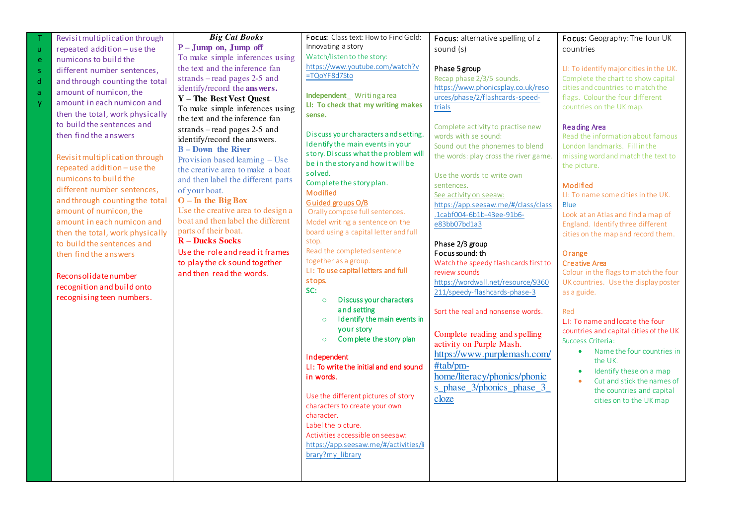| Tuesday | | | | | |
|---|---|---|---|---|---|
| Tuesday | Revisit multiplication through repeated addition – use the numicons to build the different number sentences, and through counting the total amount of numicon, the amount in each numicon and then the total, work physically to build the sentences and then find the answers<br><br>Revisit multiplication through repeated addition – use the numicons to build the different number sentences, and through counting the total amount of numicon, the amount in each numicon and then the total, work physically to build the sentences and then find the answers<br><br>Reconsolidate number recognition and build onto recognising teen numbers. | ***Big Cat Books***<br>**P – Jump on, Jump off**<br>To make simple inferences using the text and the inference fan strands – read pages 2-5 and identify/record the **answers.**<br>**Y – The Best Vest Quest**<br>To make simple inferences using the text and the inference fan strands – read pages 2-5 and identify/record the answers.<br>**B – Down the River**<br>Provision based learning – Use the creative area to make a boat and then label the different parts of your boat.<br>**O – In the Big Box**<br>Use the creative area to design a boat and then label the different parts of their boat.<br>**R – Ducks Socks**<br>Use the role and read it frames to play the ck sound together and then read the words. | **Focus:** Class text: How to Find Gold: Innovating a story<br>Watch/listen to the story:<br>https://www.youtube.com/watch?v=TQoYF8d7Sto<br><br>**Independent_** Writing area<br>**LI: To check that my writing makes sense.**<br><br>Discuss your characters and setting. Identify the main events in your story. Discuss what the problem will be in the story and how it will be solved.<br>Complete the story plan.<br>Modified<br>Guided groups O/B<br>Orally compose full sentences.<br>Model writing a sentence on the board using a capital letter and full stop.<br>Read the completed sentence together as a group.<br>LI: To use capital letters and full stops.<br>SC:<br>○ Discuss your characters and setting<br>○ Identify the main events in your story<br>○ Complete the story plan<br><br>Independent<br>LI: To write the initial and end sound in words.<br><br>Use the different pictures of story characters to create your own character.<br>Label the picture.<br>Activities accessible on seesaw:<br>https://app.seesaw.me/#/activities/library?my_library | **Focus:** alternative spelling of z sound (s)<br><br>Phase 5 group<br>Recap phase 2/3/5 sounds.<br>https://www.phonicsplay.co.uk/resources/phase/2/flashcards-speed-trials<br><br>Complete activity to practise new words with se sound:<br>Sound out the phonemes to blend the words: play cross the river game.<br><br>Use the words to write own sentences.<br>See activity on seeaw:<br>https://app.seesaw.me/#/class/class.1cabf004-6b1b-43ee-91b6-e83bb07bd1a3<br><br>Phase 2/3 group<br>Focus sound: th<br>Watch the speedy flash cards first to review sounds<br>https://wordwall.net/resource/9360211/speedy-flashcards-phase-3<br><br>Sort the real and nonsense words.<br><br>Complete reading and spelling activity on Purple Mash.<br>https://www.purplemash.com/#tab/pm-home/literacy/phonics/phonics_phase_3/phonics_phase_3_cloze | **Focus:** Geography: The four UK countries<br><br>LI: To identify major cities in the UK.<br>Complete the chart to show capital cities and countries to match the flags. Colour the four different countries on the UK map.<br><br>Reading Area<br>Read the information about famous London landmarks. Fill in the missing word and match the text to the picture.<br><br>Modified<br>LI: To name some cities in the UK.<br>Blue<br>Look at an Atlas and find a map of England. Identify three different cities on the map and record them.<br><br>Orange<br>Creative Area<br>Colour in the flags to match the four UK countries. Use the display poster as a guide.<br><br>Red<br>L.I: To name and locate the four countries and capital cities of the UK<br>Success Criteria:<br>• Name the four countries in the UK.<br>• Identify these on a map<br>• Cut and stick the names of the countries and capital cities on to the UK map |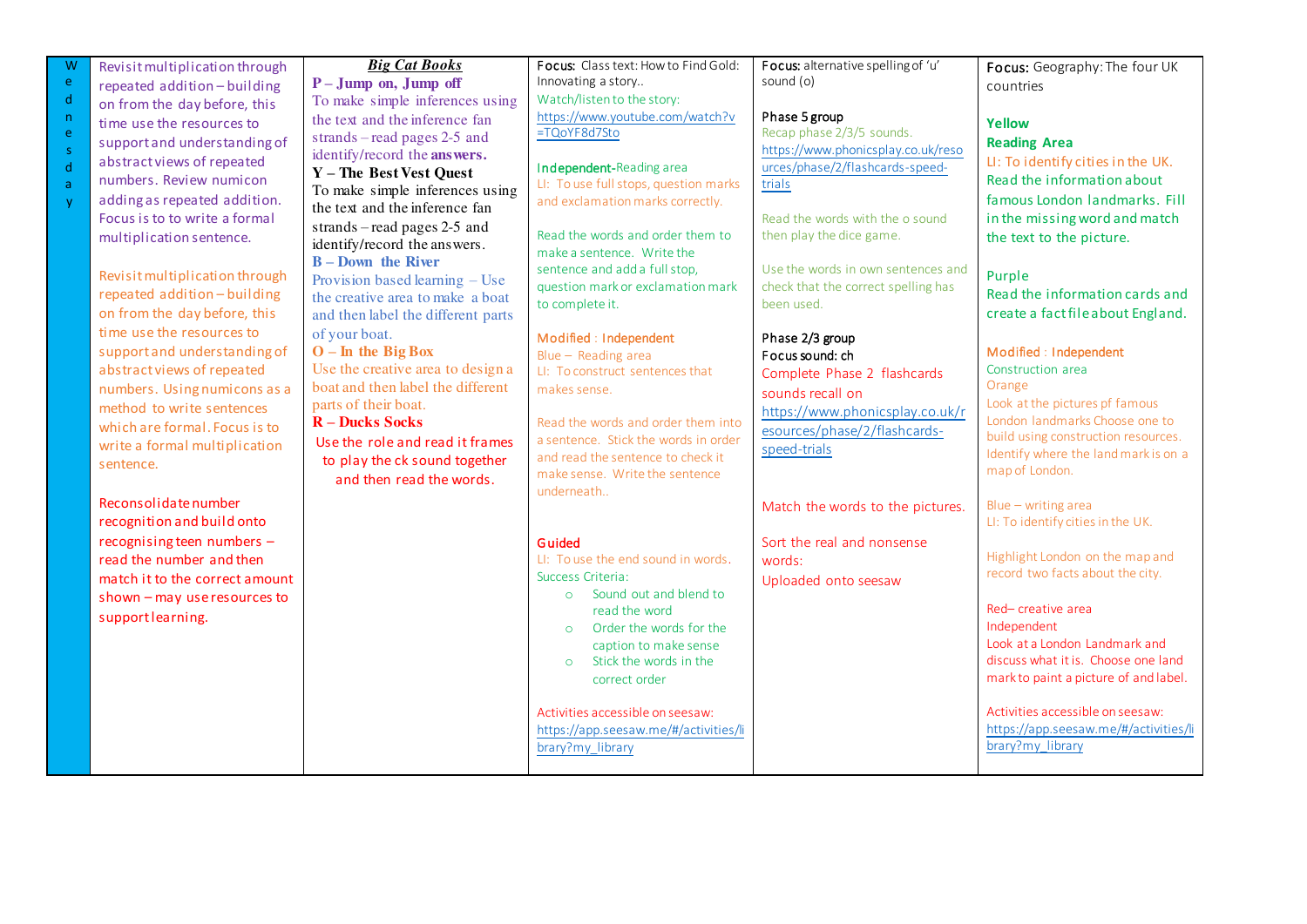| Wednesday | | | | | |
|---|---|---|---|---|---|
| Wednesday | Revisit multiplication through repeated addition – building on from the day before, this time use the resources to support and understanding of abstract views of repeated numbers. Review numicon adding as repeated addition. Focus is to to write a formal multiplication sentence.<br><br>Revisit multiplication through repeated addition – building on from the day before, this time use the resources to support and understanding of abstract views of repeated numbers. Using numicons as a method to write sentences which are formal. Focus is to write a formal multiplication sentence.<br><br>Reconsolidate number recognition and build onto recognising teen numbers – read the number and then match it to the correct amount shown – may use resources to support learning. | ***Big Cat Books***<br>**P – Jump on, Jump off**<br>To make simple inferences using the text and the inference fan strands – read pages 2-5 and identify/record the **answers.**<br>**Y – The Best Vest Quest**<br>To make simple inferences using the text and the inference fan strands – read pages 2-5 and identify/record the answers.<br>**B – Down the River**<br>Provision based learning – Use the creative area to make a boat and then label the different parts of your boat.<br>**O – In the Big Box**<br>Use the creative area to design a boat and then label the different parts of their boat.<br>**R – Ducks Socks**<br>Use the role and read it frames to play the ck sound together and then read the words. | **Focus:** Class text: How to Find Gold: Innovating a story..<br>Watch/listen to the story:<br>https://www.youtube.com/watch?v=TQoYF8d7Sto<br><br>**Independent-**Reading area<br>LI: To use full stops, question marks and exclamation marks correctly.<br><br>Read the words and order them to make a sentence. Write the sentence and add a full stop, question mark or exclamation mark to complete it.<br><br>**Modified** : **Independent**<br>Blue – Reading area<br>LI: To construct sentences that makes sense.<br><br>Read the words and order them into a sentence. Stick the words in order and read the sentence to check it make sense. Write the sentence underneath..<br><br>**Guided**<br>LI: To use the end sound in words.<br>Success Criteria:<br>○ Sound out and blend to read the word<br>○ Order the words for the caption to make sense<br>○ Stick the words in the correct order<br><br>Activities accessible on seesaw:<br>https://app.seesaw.me/#/activities/library?my_library | **Focus:** alternative spelling of 'u' sound (o)<br><br>**Phase 5 group**<br>Recap phase 2/3/5 sounds.<br>https://www.phonicsplay.co.uk/resources/phase/2/flashcards-speed-trials<br><br>Read the words with the o sound then play the dice game.<br><br>Use the words in own sentences and check that the correct spelling has been used.<br><br>**Phase 2/3 group**<br>**Focus sound: ch**<br>Complete Phase 2 flashcards sounds recall on<br>https://www.phonicsplay.co.uk/resources/phase/2/flashcards-speed-trials<br><br>Match the words to the pictures.<br><br>Sort the real and nonsense words:<br>Uploaded onto seesaw | **Focus:** Geography: The four UK countries<br><br>**Yellow**<br>**Reading Area**<br>LI: To identify cities in the UK.<br>Read the information about famous London landmarks. Fill in the missing word and match the text to the picture.<br><br>Purple<br>Read the information cards and create a fact file about England.<br><br>**Modified** : **Independent**<br>Construction area<br>Orange<br>Look at the pictures pf famous London landmarks Choose one to build using construction resources. Identify where the land mark is on a map of London.<br><br>Blue – writing area<br>LI: To identify cities in the UK.<br><br>Highlight London on the map and record two facts about the city.<br><br>Red– creative area<br>Independent<br>Look at a London Landmark and discuss what it is. Choose one land mark to paint a picture of and label.<br><br>Activities accessible on seesaw:<br>https://app.seesaw.me/#/activities/library?my_library |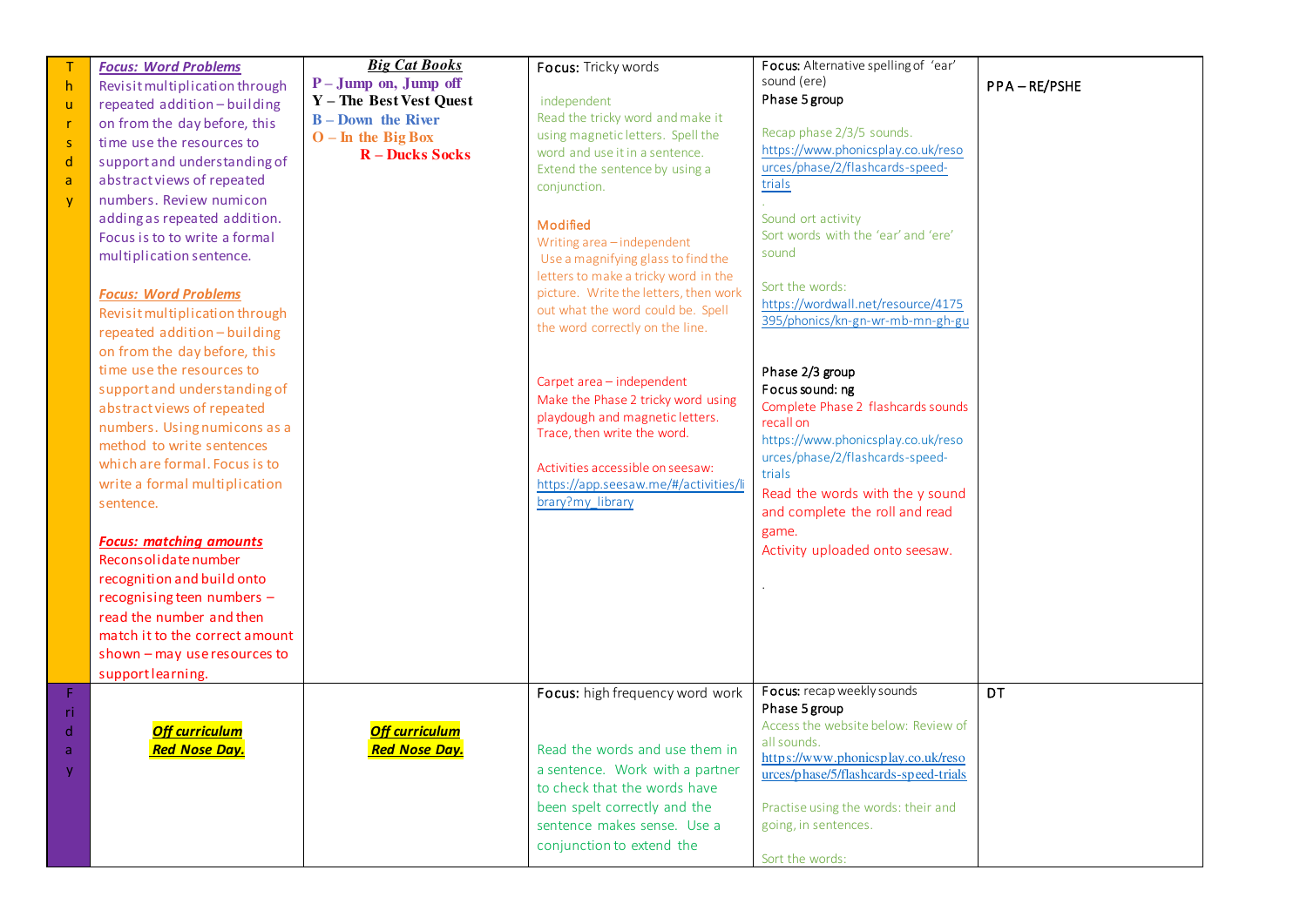| Thursday | ***Focus: Word Problems*** Revisit multiplication through repeated addition – building on from the day before, this time use the resources to support and understanding of abstract views of repeated numbers. Review numicon adding as repeated addition. Focus is to to write a formal multiplication sentence.<br><br>***Focus: Word Problems*** Revisit multiplication through repeated addition – building on from the day before, this time use the resources to support and understanding of abstract views of repeated numbers. Using numicons as a method to write sentences which are formal. Focus is to write a formal multiplication sentence.<br><br>***Focus: matching amounts*** Reconsolidate number recognition and build onto recognising teen numbers – read the number and then match it to the correct amount shown – may use resources to support learning. | ***Big Cat Books***<br>**P – Jump on, Jump off**<br>**Y – The Best Vest Quest**<br>**B – Down the River**<br>**O – In the Big Box**<br>**R – Ducks Socks** | **Focus:** Tricky words<br><br>independent<br>Read the tricky word and make it using magnetic letters. Spell the word and use it in a sentence. Extend the sentence by using a conjunction.<br><br>Modified<br>Writing area – independent<br>Use a magnifying glass to find the letters to make a tricky word in the picture. Write the letters, then work out what the word could be. Spell the word correctly on the line.<br><br>Carpet area – independent<br>Make the Phase 2 tricky word using playdough and magnetic letters. Trace, then write the word.<br><br>Activities accessible on seesaw:<br>https://app.seesaw.me/#/activities/library?my_library | **Focus:** Alternative spelling of 'ear' sound (ere)<br>Phase 5 group<br><br>Recap phase 2/3/5 sounds.<br>https://www.phonicsplay.co.uk/resources/phase/2/flashcards-speed-trials<br>.<br>Sound ort activity<br>Sort words with the 'ear' and 'ere' sound<br><br>Sort the words:<br>https://wordwall.net/resource/4175395/phonics/kn-gn-wr-mb-mn-gh-gu<br><br>Phase 2/3 group<br>Focus sound: ng<br>Complete Phase 2 flashcards sounds recall on<br>https://www.phonicsplay.co.uk/resources/phase/2/flashcards-speed-trials<br>Read the words with the y sound and complete the roll and read game.<br>Activity uploaded onto seesaw.<br><br>. | PPA – RE/PSHE |
| Friday | ***Off curriculum Red Nose Day.*** | ***Off curriculum Red Nose Day.*** | **Focus:** high frequency word work<br><br>Read the words and use them in a sentence. Work with a partner to check that the words have been spelt correctly and the sentence makes sense. Use a conjunction to extend the | **Focus:** recap weekly sounds<br>Phase 5 group<br>Access the website below: Review of all sounds.<br>https://www.phonicsplay.co.uk/resources/phase/5/flashcards-speed-trials<br><br>Practise using the words: their and going, in sentences.<br><br>Sort the words: | DT |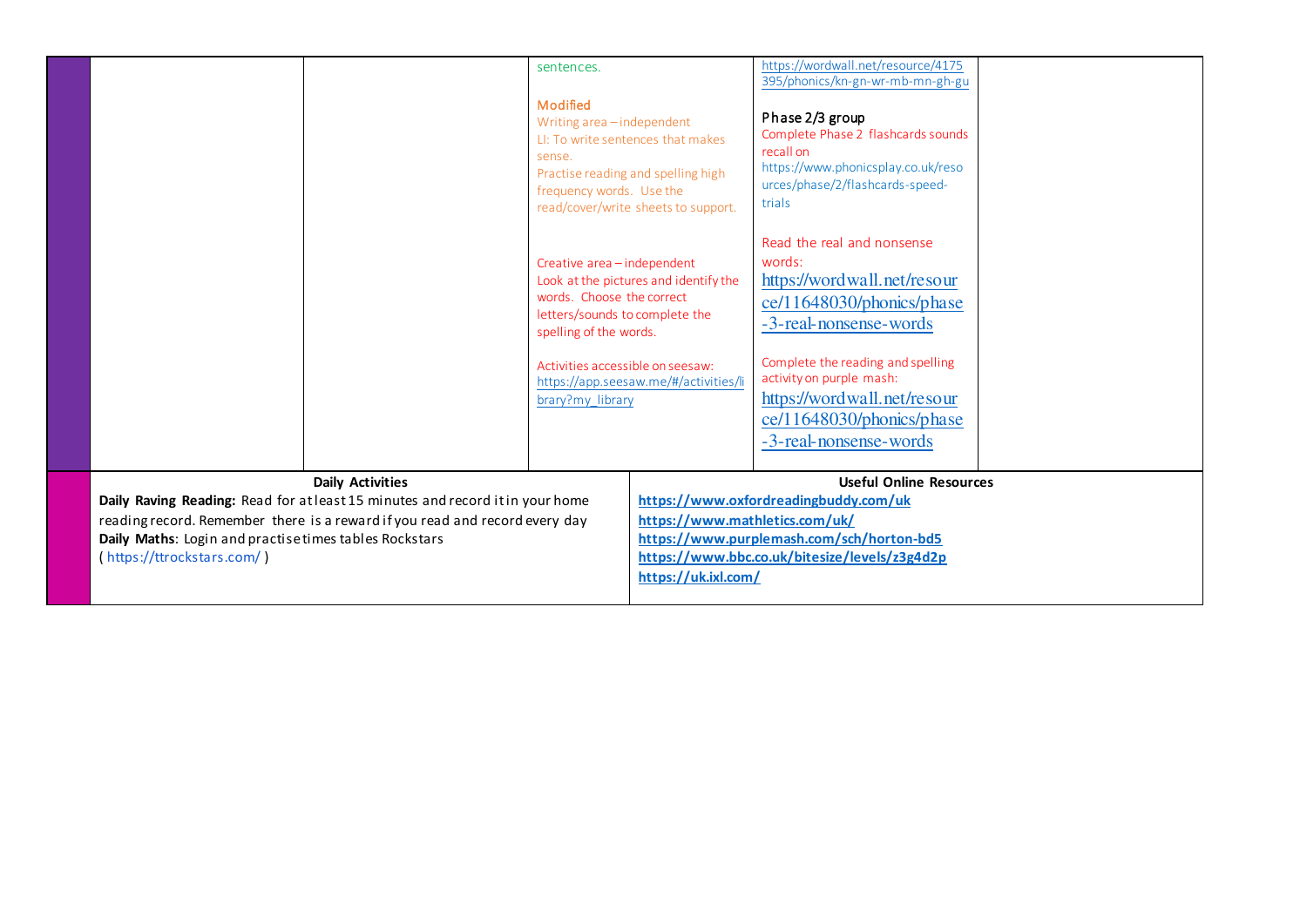| | | | | | |
|---|---|---|---|---|---|
| | | | sentences.<br><br>**Modified**<br>Writing area – independent<br>LI: To write sentences that makes sense.<br>Practise reading and spelling high frequency words. Use the read/cover/write sheets to support.<br><br>Creative area – independent<br>Look at the pictures and identify the words. Choose the correct letters/sounds to complete the spelling of the words.<br><br>Activities accessible on seesaw:<br>https://app.seesaw.me/#/activities/library?my_library | https://wordwall.net/resource/4175395/phonics/kn-gn-wr-mb-mn-gh-gu<br><br>Phase 2/3 group<br>Complete Phase 2 flashcards sounds recall on https://www.phonicsplay.co.uk/resources/phase/2/flashcards-speed-trials<br><br>Read the real and nonsense words:<br>https://wordwall.net/resource/11648030/phonics/phase-3-real-nonsense-words<br><br>Complete the reading and spelling activity on purple mash:<br>https://wordwall.net/resource/11648030/phonics/phase-3-real-nonsense-words | |

| | Daily Activities | Useful Online Resources |
|---|---|---|
| | **Daily Raving Reading:** Read for at least 15 minutes and record it in your home reading record. Remember there is a reward if you read and record every day<br>**Daily Maths**: Login and practise times tables Rockstars<br>( https://ttrockstars.com/ ) | **https://www.oxfordreadingbuddy.com/uk**<br>**https://www.mathletics.com/uk/**<br>**https://www.purplemash.com/sch/horton-bd5**<br>**https://www.bbc.co.uk/bitesize/levels/z3g4d2p**<br>**https://uk.ixl.com/** |